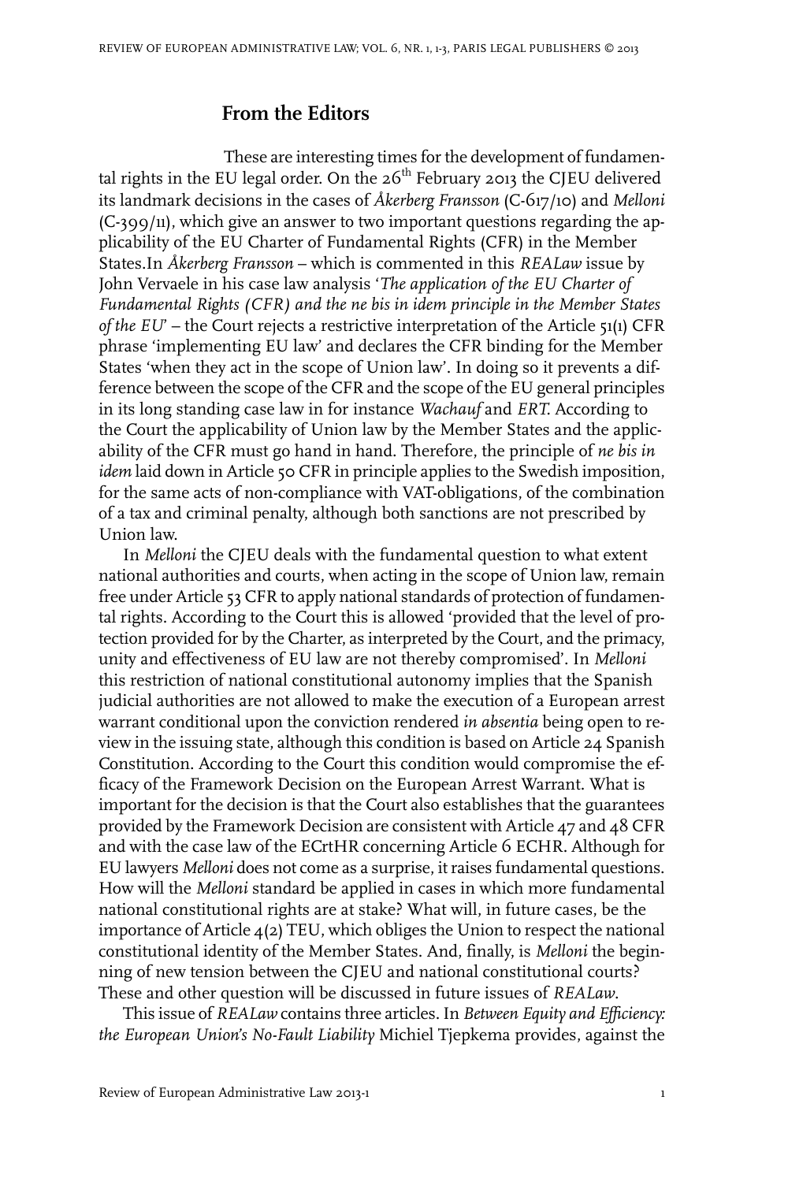## From the Editors

These are interesting times for the development of fundamental rights in the EU legal order. On the 26th February 2013 the CJEU delivered its landmark decisions in the cases of *Åkerberg Fransson* (C-617/10) and *Melloni* (C-399/11), which give an answer to two important questions regarding the applicability of the EU Charter of Fundamental Rights (CFR) in the Member States.In *Åkerberg Fransson* – which is commented in this *REALaw* issue by John Vervaele in his case law analysis '*The application of the EU Charter of Fundamental Rights (CFR) and the ne bis in idem principle in the Member States of the EU*' – the Court rejects a restrictive interpretation of the Article 51(1) CFR phrase 'implementing EU law' and declares the CFR binding for the Member States 'when they act in the scope of Union law'. In doing so it prevents a difference between the scope of the CFR and the scope of the EU general principles in its long standing case law in for instance *Wachauf* and *ERT*. According to the Court the applicability of Union law by the Member States and the applicability of the CFR must go hand in hand. Therefore, the principle of *ne bis in idem* laid down in Article 50 CFR in principle applies to the Swedish imposition, for the same acts of non-compliance with VAT-obligations, of the combination of a tax and criminal penalty, although both sanctions are not prescribed by Union law.

In *Melloni* the CJEU deals with the fundamental question to what extent national authorities and courts, when acting in the scope of Union law, remain free under Article 53 CFR to apply national standards of protection of fundamental rights. According to the Court this is allowed 'provided that the level of protection provided for by the Charter, as interpreted by the Court, and the primacy, unity and effectiveness of EU law are not thereby compromised'. In *Melloni* this restriction of national constitutional autonomy implies that the Spanish judicial authorities are not allowed to make the execution of a European arrest warrant conditional upon the conviction rendered *in absentia* being open to review in the issuing state, although this condition is based on Article 24 Spanish Constitution. According to the Court this condition would compromise the efficacy of the Framework Decision on the European Arrest Warrant. What is important for the decision is that the Court also establishes that the guarantees provided by the Framework Decision are consistent with Article 47 and 48 CFR and with the case law of the ECrtHR concerning Article 6 ECHR. Although for EU lawyers *Melloni* does not come as a surprise, it raises fundamental questions. How will the *Melloni* standard be applied in cases in which more fundamental national constitutional rights are at stake? What will, in future cases, be the importance of Article 4(2) TEU, which obliges the Union to respect the national constitutional identity of the Member States. And, finally, is *Melloni* the beginning of new tension between the CJEU and national constitutional courts? These and other question will be discussed in future issues of *REALaw*.

This issue of *REALaw* contains three articles. In *Between Equity and Efficiency: the European Union's No-Fault Liability* Michiel Tjepkema provides, against the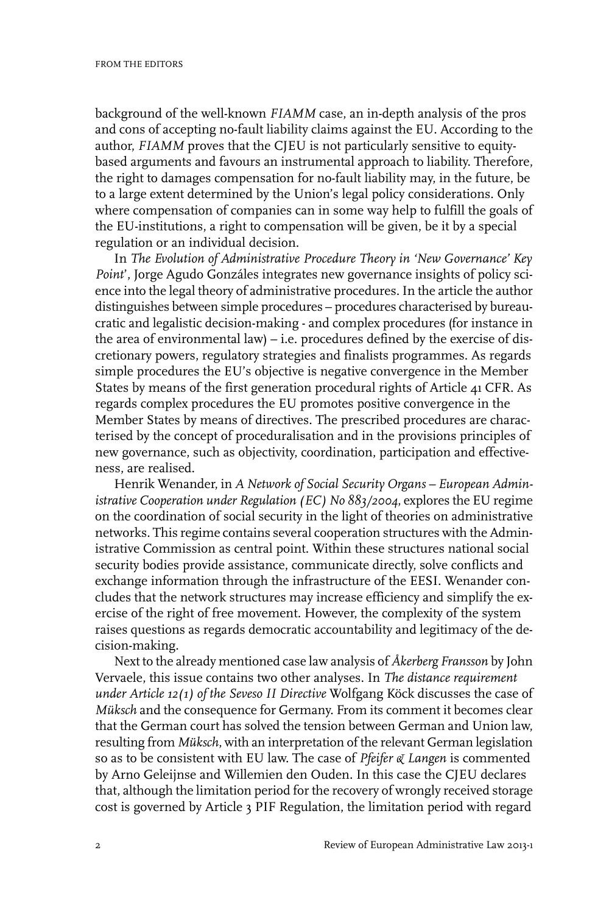background of the well-known *FIAMM* case, an in-depth analysis of the pros and cons of accepting no-fault liability claims against the EU. According to the author, *FIAMM* proves that the CJEU is not particularly sensitive to equity-based arguments and favours an instrumental approach to liability. Therefore, the right to damages compensation for no-fault liability may, in the future, be to a large extent determined by the Union's legal policy considerations. Only where compensation of companies can in some way help to fulfill the goals of the EU-institutions, a right to compensation will be given, be it by a special regulation or an individual decision.

In *The Evolution of Administrative Procedure Theory in 'New Governance' Key Point'*, Jorge Agudo Gonzáles integrates new governance insights of policy science into the legal theory of administrative procedures. In the article the author distinguishes between simple procedures – procedures characterised by bureaucratic and legalistic decision-making - and complex procedures (for instance in the area of environmental law) – i.e. procedures defined by the exercise of discretionary powers, regulatory strategies and finalists programmes. As regards simple procedures the EU's objective is negative convergence in the Member States by means of the first generation procedural rights of Article 41 CFR. As regards complex procedures the EU promotes positive convergence in the Member States by means of directives. The prescribed procedures are characterised by the concept of proceduralisation and in the provisions principles of new governance, such as objectivity, coordination, participation and effectiveness, are realised.

Henrik Wenander, in *A Network of Social Security Organs – European Administrative Cooperation under Regulation (EC) No 883/2004*, explores the EU regime on the coordination of social security in the light of theories on administrative networks. This regime contains several cooperation structures with the Administrative Commission as central point. Within these structures national social security bodies provide assistance, communicate directly, solve conflicts and exchange information through the infrastructure of the EESI. Wenander concludes that the network structures may increase efficiency and simplify the exercise of the right of free movement. However, the complexity of the system raises questions as regards democratic accountability and legitimacy of the decision-making.

Next to the already mentioned case law analysis of *Åkerberg Fransson* by John Vervaele, this issue contains two other analyses. In *The distance requirement under Article 12(1) of the Seveso II Directive* Wolfgang Köck discusses the case of *Müksch* and the consequence for Germany. From its comment it becomes clear that the German court has solved the tension between German and Union law, resulting from *Müksch*, with an interpretation of the relevant German legislation so as to be consistent with EU law. The case of *Pfeifer & Langen* is commented by Arno Geleijnse and Willemien den Ouden. In this case the CJEU declares that, although the limitation period for the recovery of wrongly received storage cost is governed by Article 3 PIF Regulation, the limitation period with regard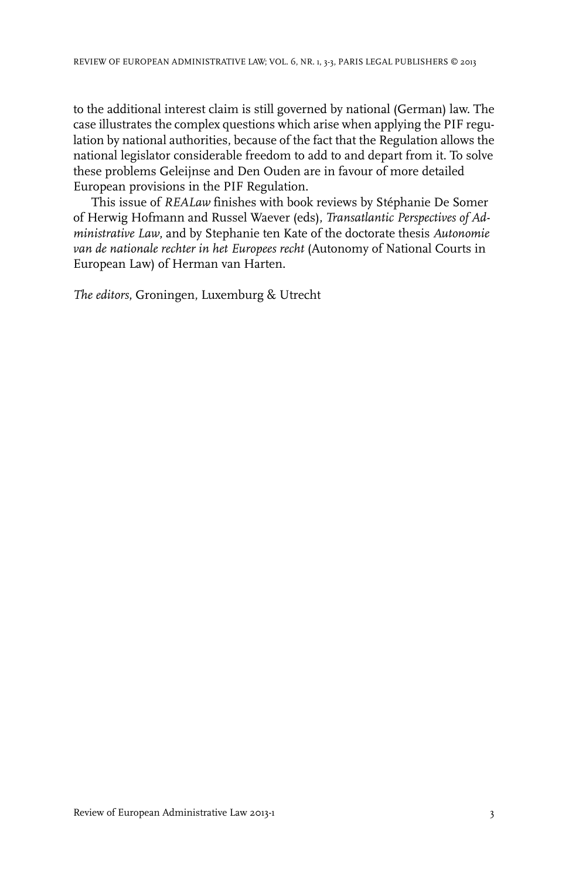to the additional interest claim is still governed by national (German) law. The case illustrates the complex questions which arise when applying the PIF regulation by national authorities, because of the fact that the Regulation allows the national legislator considerable freedom to add to and depart from it. To solve these problems Geleijnse and Den Ouden are in favour of more detailed European provisions in the PIF Regulation.

This issue of *REALaw* finishes with book reviews by Stéphanie De Somer of Herwig Hofmann and Russel Waever (eds), *Transatlantic Perspectives of Administrative Law*, and by Stephanie ten Kate of the doctorate thesis *Autonomie van de nationale rechter in het Europees recht* (Autonomy of National Courts in European Law) of Herman van Harten.

*The editors,* Groningen, Luxemburg & Utrecht